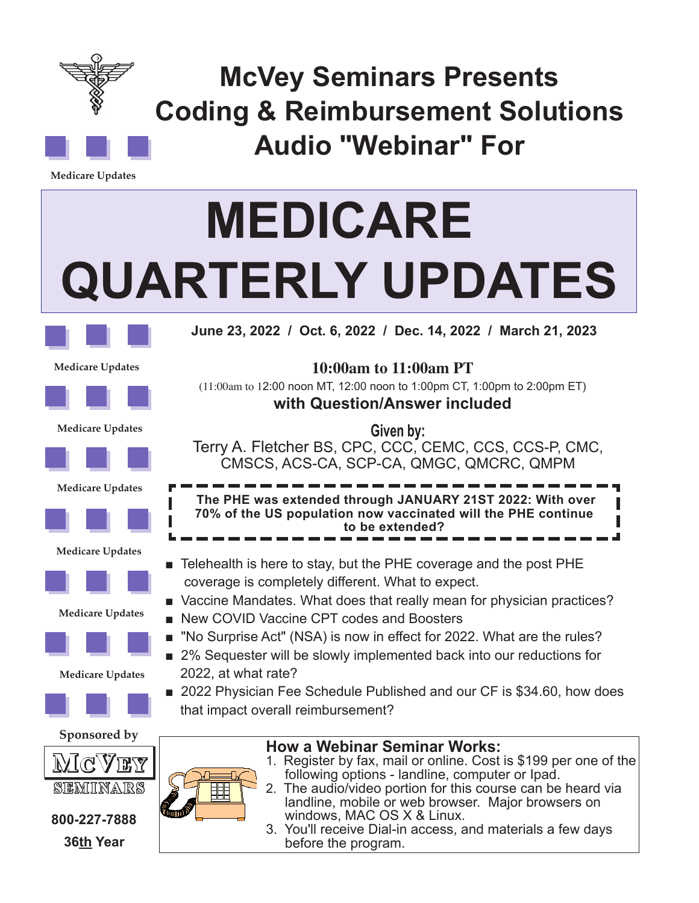# McVey Seminars Presents Coding & Reimbursement Solutions Audio "Webinar" For

# MEDICARE QUARTERLY UPDATES

**June 23, 2022 / Oct. 6, 2022 / Dec. 14, 2022 / March 21, 2023**

**10:00am to 11:00am PT**

(11:00am to 12:00 noon MT, 12:00 noon to 1:00pm CT, 1:00pm to 2:00pm ET)

**with Question/Answer included**

**Given by:**

Terry A. Fletcher BS, CPC, CCC, CEMC, CCS, CCS-P, CMC, CMSCS, ACS-CA, SCP-CA, QMGC, QMCRC, QMPM

**The PHE was extended through JANUARY 21ST 2022: With over 70% of the US population now vaccinated will the PHE continue to be extended?**

- Telehealth is here to stay, but the PHE coverage and the post PHE coverage is completely different. What to expect.
- Vaccine Mandates. What does that really mean for physician practices?
- New COVID Vaccine CPT codes and Boosters
- "No Surprise Act" (NSA) is now in effect for 2022. What are the rules?
- 2% Sequester will be slowly implemented back into our reductions for 2022, at what rate?
- 2022 Physician Fee Schedule Published and our CF is $34.60, how does that impact overall reimbursement?

Medicare Updates

Medicare Updates

Medicare Updates

Medicare Updates

Medicare Updates

Medicare Updates

Medicare Updates

Sponsored by

McVEY SEMINARS

800-227-7888

36th Year

## How a Webinar Seminar Works:

1. Register by fax, mail or online. Cost is $199 per one of the following options - landline, computer or Ipad.
2. The audio/video portion for this course can be heard via landline, mobile or web browser. Major browsers on windows, MAC OS X & Linux.
3. You'll receive Dial-in access, and materials a few days before the program.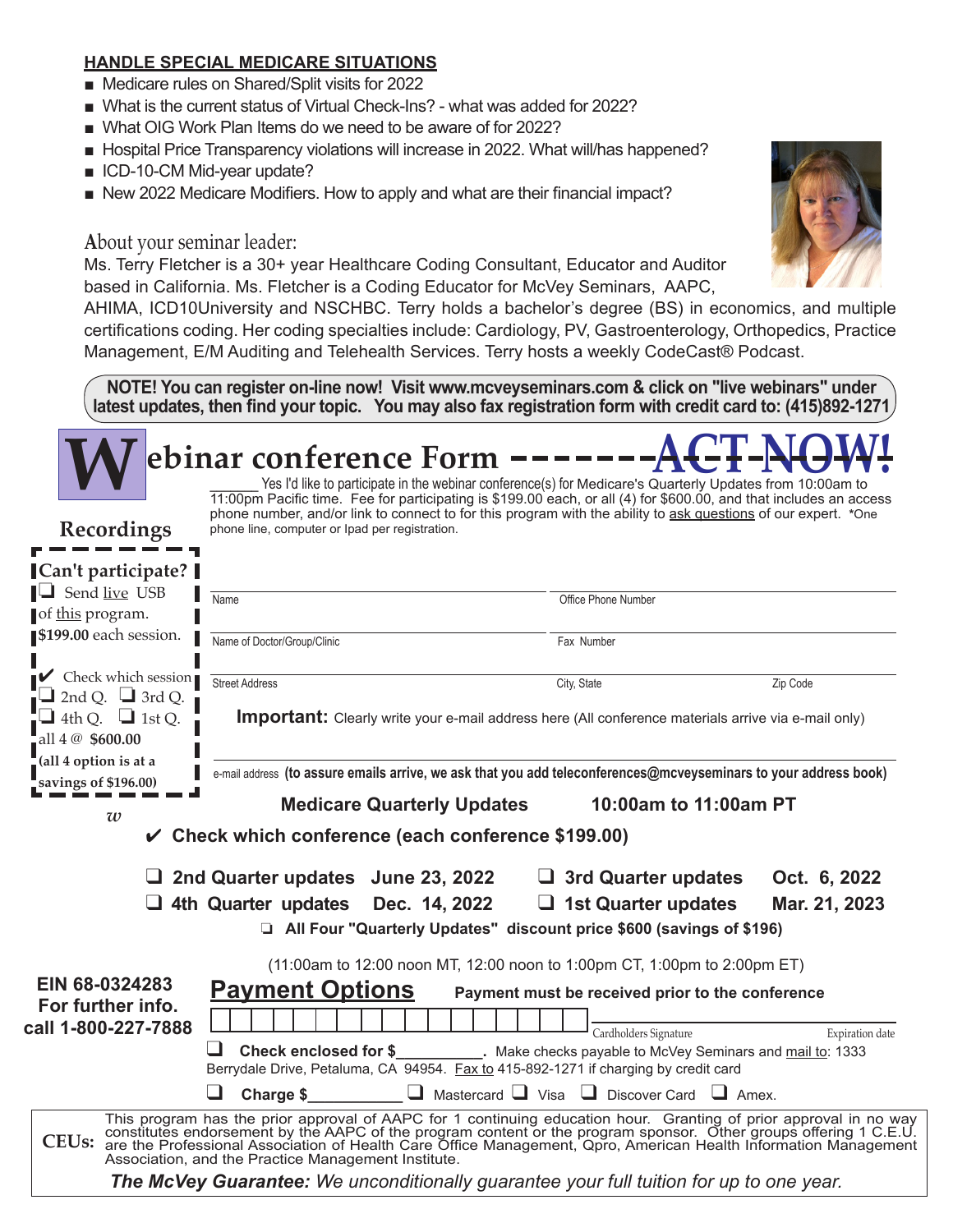## HANDLE SPECIAL MEDICARE SITUATIONS

- Medicare rules on Shared/Split visits for 2022
- What is the current status of Virtual Check-Ins? - what was added for 2022?
- What OIG Work Plan Items do we need to be aware of for 2022?
- Hospital Price Transparency violations will increase in 2022. What will/has happened?
- ICD-10-CM Mid-year update?
- New 2022 Medicare Modifiers. How to apply and what are their financial impact?

About your seminar leader:

Ms. Terry Fletcher is a 30+ year Healthcare Coding Consultant, Educator and Auditor based in California. Ms. Fletcher is a Coding Educator for McVey Seminars, AAPC, AHIMA, ICD10University and NSCHBC. Terry holds a bachelor's degree (BS) in economics, and multiple certifications coding. Her coding specialties include: Cardiology, PV, Gastroenterology, Orthopedics, Practice Management, E/M Auditing and Telehealth Services. Terry hosts a weekly CodeCast® Podcast.

**NOTE! You can register on-line now! Visit www.mcveyseminars.com & click on "live webinars" under latest updates, then find your topic. You may also fax registration form with credit card to: (415)892-1271**

# Webinar conference Form -------ACT NOW!

______ Yes I'd like to participate in the webinar conference(s) for Medicare's Quarterly Updates from 10:00am to 11:00pm Pacific time. Fee for participating is $199.00 each, or all (4) for $600.00, and that includes an access phone number, and/or link to connect to for this program with the ability to ask questions of our expert. *One phone line, computer or Ipad per registration.

**Recordings**

**Can't participate?**
❑ Send live USB of this program.
**$199.00** each session.

✔ Check which session
❑ 2nd Q. ❑ 3rd Q.
❑ 4th Q. ❑ 1st Q.
all 4 @ **$600.00**
**(all 4 option is at a savings of $196.00)**

Name ______________________ Office Phone Number ______________________

Name of Doctor/Group/Clinic ______________________ Fax Number ______________________

Street Address ______________________ City, State ______________ Zip Code ______________

**Important:** Clearly write your e-mail address here (All conference materials arrive via e-mail only)

e-mail address **(to assure emails arrive, we ask that you add teleconferences@mcveyseminars to your address book)**

**Medicare Quarterly Updates 10:00am to 11:00am PT**

**✔ Check which conference (each conference $199.00)**

❑ **2nd Quarter updates June 23, 2022** ❑ **3rd Quarter updates Oct. 6, 2022**
❑ **4th Quarter updates Dec. 14, 2022** ❑ **1st Quarter updates Mar. 21, 2023**
❑ **All Four "Quarterly Updates" discount price $600 (savings of $196)**

(11:00am to 12:00 noon MT, 12:00 noon to 1:00pm CT, 1:00pm to 2:00pm ET)

**EIN 68-0324283**
**For further info. call 1-800-227-7888**

## Payment Options

**Payment must be received prior to the conference**

Cardholders Signature ______________ Expiration date ______________

❑ **Check enclosed for $__________.** Make checks payable to McVey Seminars and mail to: 1333 Berrydale Drive, Petaluma, CA 94954. Fax to 415-892-1271 if charging by credit card

❑ **Charge $___________** ❑ Mastercard ❑ Visa ❑ Discover Card ❑ Amex.

**CEUs:** This program has the prior approval of AAPC for 1 continuing education hour. Granting of prior approval in no way constitutes endorsement by the AAPC of the program content or the program sponsor. Other groups offering 1 C.E.U. are the Professional Association of Health Care Office Management, Qpro, American Health Information Management Association, and the Practice Management Institute.

***The McVey Guarantee:*** *We unconditionally guarantee your full tuition for up to one year.*